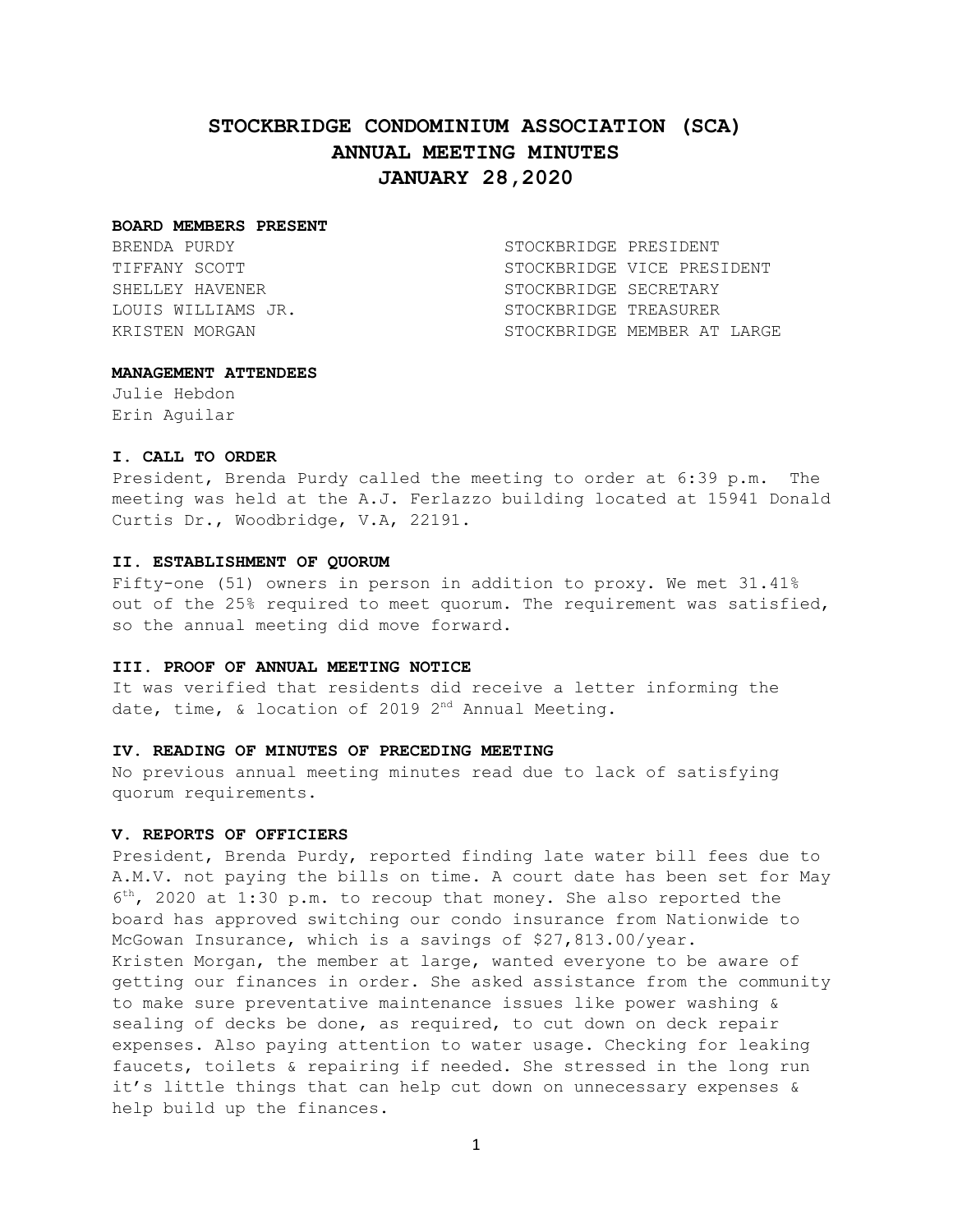# STOCKBRIDGE CONDOMINIUM ASSOCIATION (SCA)
# ANNUAL MEETING MINUTES
# JANUARY 28,2020

**BOARD MEMBERS PRESENT**

| | |
|---|---|
| BRENDA PURDY | STOCKBRIDGE PRESIDENT |
| TIFFANY SCOTT | STOCKBRIDGE VICE PRESIDENT |
| SHELLEY HAVENER | STOCKBRIDGE SECRETARY |
| LOUIS WILLIAMS JR. | STOCKBRIDGE TREASURER |
| KRISTEN MORGAN | STOCKBRIDGE MEMBER AT LARGE |

**MANAGEMENT ATTENDEES**

Julie Hebdon
Erin Aguilar

**I. CALL TO ORDER**

President, Brenda Purdy called the meeting to order at 6:39 p.m. The meeting was held at the A.J. Ferlazzo building located at 15941 Donald Curtis Dr., Woodbridge, V.A, 22191.

**II. ESTABLISHMENT OF QUORUM**

Fifty-one (51) owners in person in addition to proxy. We met 31.41% out of the 25% required to meet quorum. The requirement was satisfied, so the annual meeting did move forward.

**III. PROOF OF ANNUAL MEETING NOTICE**

It was verified that residents did receive a letter informing the date, time, & location of 2019 2nd Annual Meeting.

**IV. READING OF MINUTES OF PRECEDING MEETING**

No previous annual meeting minutes read due to lack of satisfying quorum requirements.

**V. REPORTS OF OFFICIERS**

President, Brenda Purdy, reported finding late water bill fees due to A.M.V. not paying the bills on time. A court date has been set for May 6th, 2020 at 1:30 p.m. to recoup that money. She also reported the board has approved switching our condo insurance from Nationwide to McGowan Insurance, which is a savings of $27,813.00/year.
Kristen Morgan, the member at large, wanted everyone to be aware of getting our finances in order. She asked assistance from the community to make sure preventative maintenance issues like power washing & sealing of decks be done, as required, to cut down on deck repair expenses. Also paying attention to water usage. Checking for leaking faucets, toilets & repairing if needed. She stressed in the long run it's little things that can help cut down on unnecessary expenses & help build up the finances.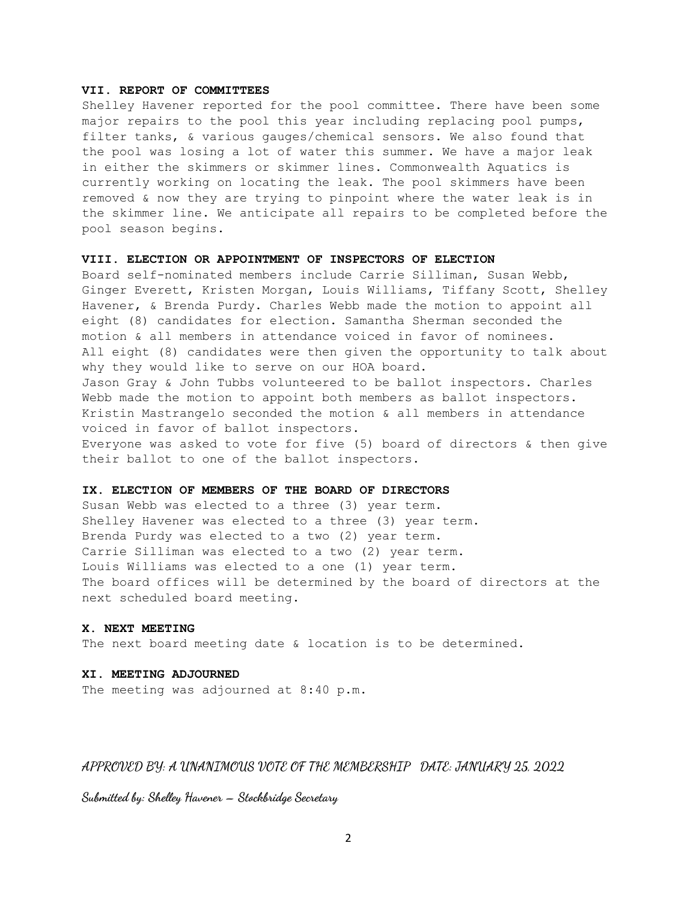**VII. REPORT OF COMMITTEES**

Shelley Havener reported for the pool committee. There have been some major repairs to the pool this year including replacing pool pumps, filter tanks, & various gauges/chemical sensors. We also found that the pool was losing a lot of water this summer. We have a major leak in either the skimmers or skimmer lines. Commonwealth Aquatics is currently working on locating the leak. The pool skimmers have been removed & now they are trying to pinpoint where the water leak is in the skimmer line. We anticipate all repairs to be completed before the pool season begins.

**VIII. ELECTION OR APPOINTMENT OF INSPECTORS OF ELECTION**

Board self-nominated members include Carrie Silliman, Susan Webb, Ginger Everett, Kristen Morgan, Louis Williams, Tiffany Scott, Shelley Havener, & Brenda Purdy. Charles Webb made the motion to appoint all eight (8) candidates for election. Samantha Sherman seconded the motion & all members in attendance voiced in favor of nominees.
All eight (8) candidates were then given the opportunity to talk about why they would like to serve on our HOA board.
Jason Gray & John Tubbs volunteered to be ballot inspectors. Charles Webb made the motion to appoint both members as ballot inspectors. Kristin Mastrangelo seconded the motion & all members in attendance voiced in favor of ballot inspectors.
Everyone was asked to vote for five (5) board of directors & then give their ballot to one of the ballot inspectors.

**IX. ELECTION OF MEMBERS OF THE BOARD OF DIRECTORS**

Susan Webb was elected to a three (3) year term.
Shelley Havener was elected to a three (3) year term.
Brenda Purdy was elected to a two (2) year term.
Carrie Silliman was elected to a two (2) year term.
Louis Williams was elected to a one (1) year term.
The board offices will be determined by the board of directors at the next scheduled board meeting.

**X. NEXT MEETING**

The next board meeting date & location is to be determined.

**XI. MEETING ADJOURNED**

The meeting was adjourned at 8:40 p.m.

*APPROVED BY: A UNANIMOUS VOTE OF THE MEMBERSHIP DATE: JANUARY 25, 2022*

*Submitted by: Shelley Havener – Stockbridge Secretary*